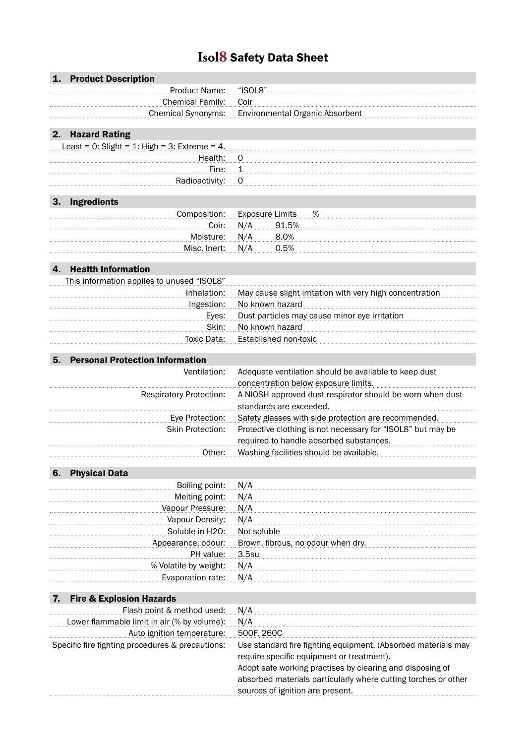# Isol8 Safety Data Sheet

## 1. Product Description

| | |
|---|---|
| Product Name: | "ISOL8" |
| Chemical Family: | Coir |
| Chemical Synonyms: | Environmental Organic Absorbent |

## 2. Hazard Rating

Least = 0: Slight = 1: High = 3: Extreme = 4.

| | |
|---|---|
| Health: | 0 |
| Fire: | 1 |
| Radioactivity: | 0 |

## 3. Ingredients

| Composition: | Exposure Limits | % |
|---|---|---|
| Coir: | N/A | 91.5% |
| Moisture: | N/A | 8.0% |
| Misc. Inert: | N/A | 0.5% |

## 4. Health Information

This information applies to unused "ISOL8"

| | |
|---|---|
| Inhalation: | May cause slight irritation with very high concentration |
| Ingestion: | No known hazard |
| Eyes: | Dust particles may cause minor eye irritation |
| Skin: | No known hazard |
| Toxic Data: | Established non-toxic |

## 5. Personal Protection Information

| | |
|---|---|
| Ventilation: | Adequate ventilation should be available to keep dust concentration below exposure limits. |
| Respiratory Protection: | A NIOSH approved dust respirator should be worn when dust standards are exceeded. |
| Eye Protection: | Safety glasses with side protection are recommended. |
| Skin Protection: | Protective clothing is not necessary for "ISOL8" but may be required to handle absorbed substances. |
| Other: | Washing facilities should be available. |

## 6. Physical Data

| | |
|---|---|
| Boiling point: | N/A |
| Melting point: | N/A |
| Vapour Pressure: | N/A |
| Vapour Density: | N/A |
| Soluble in H2O: | Not soluble |
| Appearance, odour: | Brown, fibrous, no odour when dry. |
| PH value: | 3.5su |
| % Volatile by weight: | N/A |
| Evaporation rate: | N/A |

## 7. Fire & Explosion Hazards

| | |
|---|---|
| Flash point & method used: | N/A |
| Lower flammable limit in air (% by volume): | N/A |
| Auto ignition temperature: | 500F, 260C |
| Specific fire fighting procedures & precautions: | Use standard fire fighting equipment. (Absorbed materials may require specific equipment or treatment). Adopt safe working practises by clearing and disposing of absorbed materials particularly where cutting torches or other sources of ignition are present. |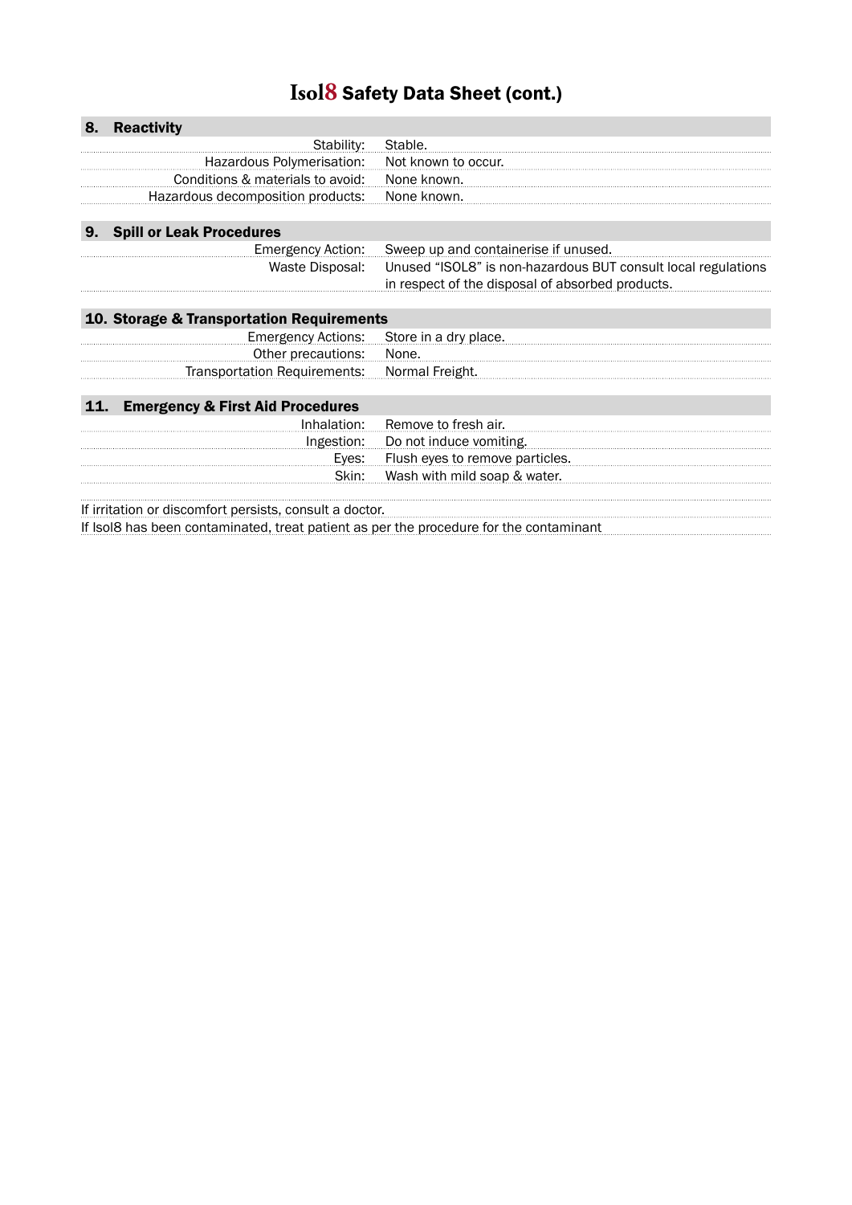# Isol8 Safety Data Sheet (cont.)

## 8. Reactivity

| | |
|---|---|
| Stability: | Stable. |
| Hazardous Polymerisation: | Not known to occur. |
| Conditions & materials to avoid: | None known. |
| Hazardous decomposition products: | None known. |

## 9. Spill or Leak Procedures

| | |
|---|---|
| Emergency Action: | Sweep up and containerise if unused. |
| Waste Disposal: | Unused "ISOL8" is non-hazardous BUT consult local regulations in respect of the disposal of absorbed products. |

## 10. Storage & Transportation Requirements

| | |
|---|---|
| Emergency Actions: | Store in a dry place. |
| Other precautions: | None. |
| Transportation Requirements: | Normal Freight. |

## 11. Emergency & First Aid Procedures

| | |
|---|---|
| Inhalation: | Remove to fresh air. |
| Ingestion: | Do not induce vomiting. |
| Eyes: | Flush eyes to remove particles. |
| Skin: | Wash with mild soap & water. |

If irritation or discomfort persists, consult a doctor.

If Isol8 has been contaminated, treat patient as per the procedure for the contaminant